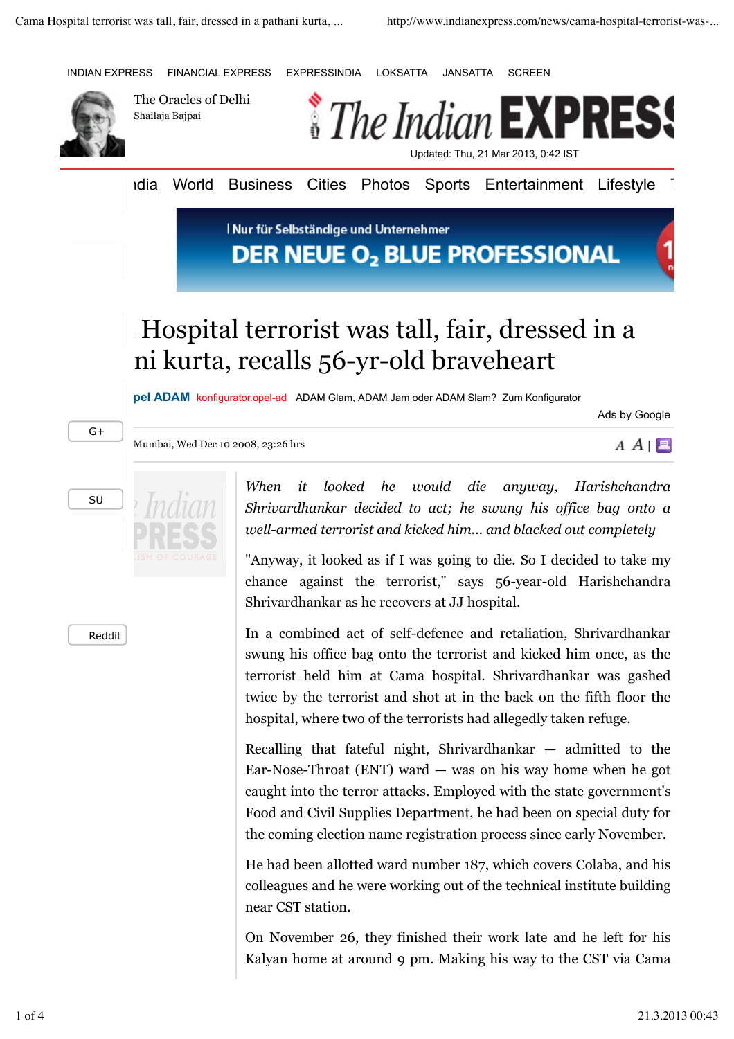# Hospital terrorist was tall, fair, dressed in a ni kurta, recalls 56-yr-old braveheart

Mumbai, Wed Dec 10 2008, 23:26 hrs

*When it looked he would die anyway, Harishchandra Shrivardhankar decided to act; he swung his office bag onto a well-armed terrorist and kicked him... and blacked out completely*

"Anyway, it looked as if I was going to die. So I decided to take my chance against the terrorist," says 56-year-old Harishchandra Shrivardhankar as he recovers at JJ hospital.

In a combined act of self-defence and retaliation, Shrivardhankar swung his office bag onto the terrorist and kicked him once, as the terrorist held him at Cama hospital. Shrivardhankar was gashed twice by the terrorist and shot at in the back on the fifth floor the hospital, where two of the terrorists had allegedly taken refuge.

Recalling that fateful night, Shrivardhankar — admitted to the Ear-Nose-Throat (ENT) ward — was on his way home when he got caught into the terror attacks. Employed with the state government's Food and Civil Supplies Department, he had been on special duty for the coming election name registration process since early November.

He had been allotted ward number 187, which covers Colaba, and his colleagues and he were working out of the technical institute building near CST station.

On November 26, they finished their work late and he left for his Kalyan home at around 9 pm. Making his way to the CST via Cama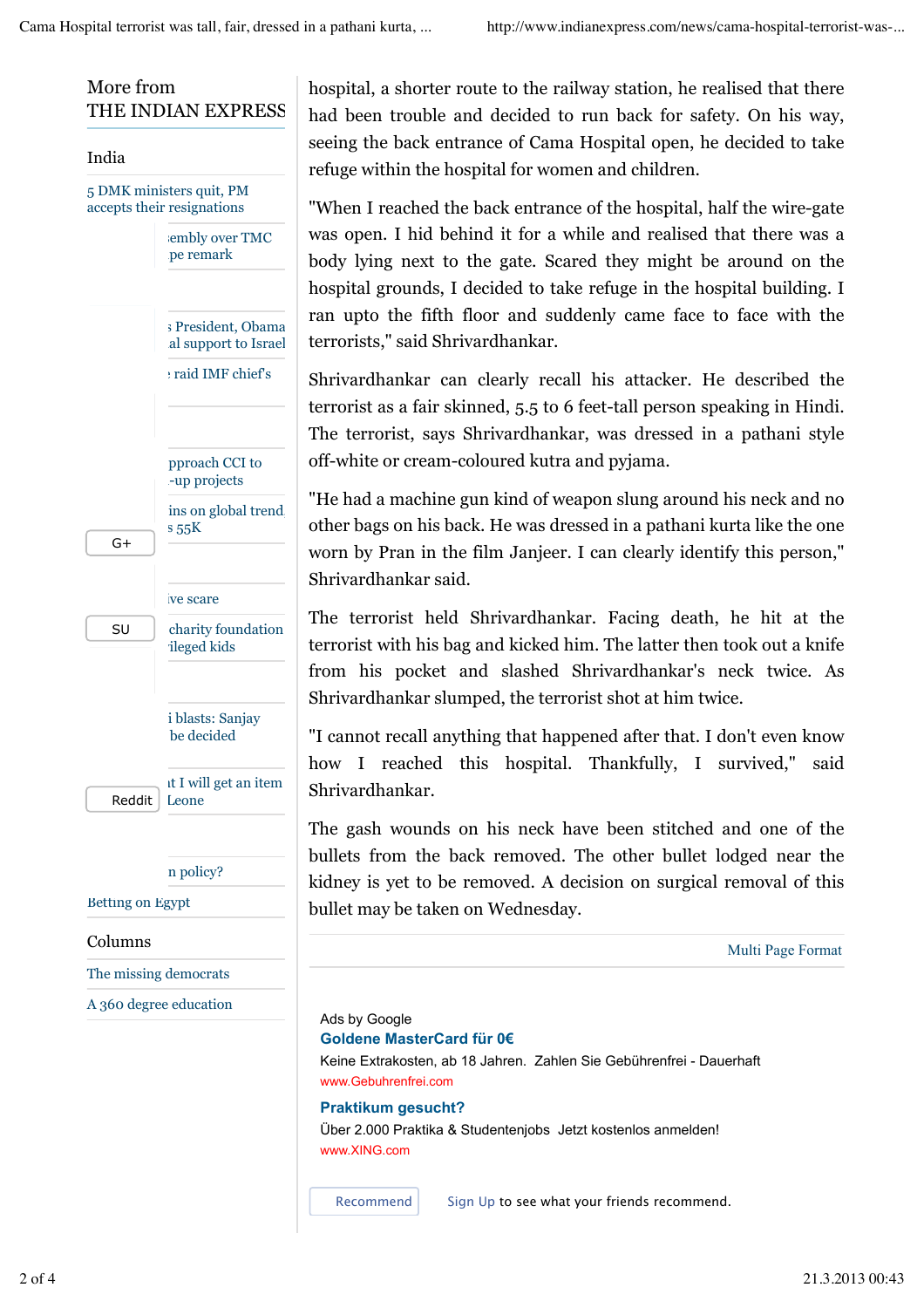hospital, a shorter route to the railway station, he realised that there had been trouble and decided to run back for safety. On his way, seeing the back entrance of Cama Hospital open, he decided to take refuge within the hospital for women and children.

"When I reached the back entrance of the hospital, half the wire-gate was open. I hid behind it for a while and realised that there was a body lying next to the gate. Scared they might be around on the hospital grounds, I decided to take refuge in the hospital building. I ran upto the fifth floor and suddenly came face to face with the terrorists," said Shrivardhankar.

Shrivardhankar can clearly recall his attacker. He described the terrorist as a fair skinned, 5.5 to 6 feet-tall person speaking in Hindi. The terrorist, says Shrivardhankar, was dressed in a pathani style off-white or cream-coloured kutra and pyjama.

"He had a machine gun kind of weapon slung around his neck and no other bags on his back. He was dressed in a pathani kurta like the one worn by Pran in the film Janjeer. I can clearly identify this person," Shrivardhankar said.

The terrorist held Shrivardhankar. Facing death, he hit at the terrorist with his bag and kicked him. The latter then took out a knife from his pocket and slashed Shrivardhankar's neck twice. As Shrivardhankar slumped, the terrorist shot at him twice.

"I cannot recall anything that happened after that. I don't even know how I reached this hospital. Thankfully, I survived," said Shrivardhankar.

The gash wounds on his neck have been stitched and one of the bullets from the back removed. The other bullet lodged near the kidney is yet to be removed. A decision on surgical removal of this bullet may be taken on Wednesday.